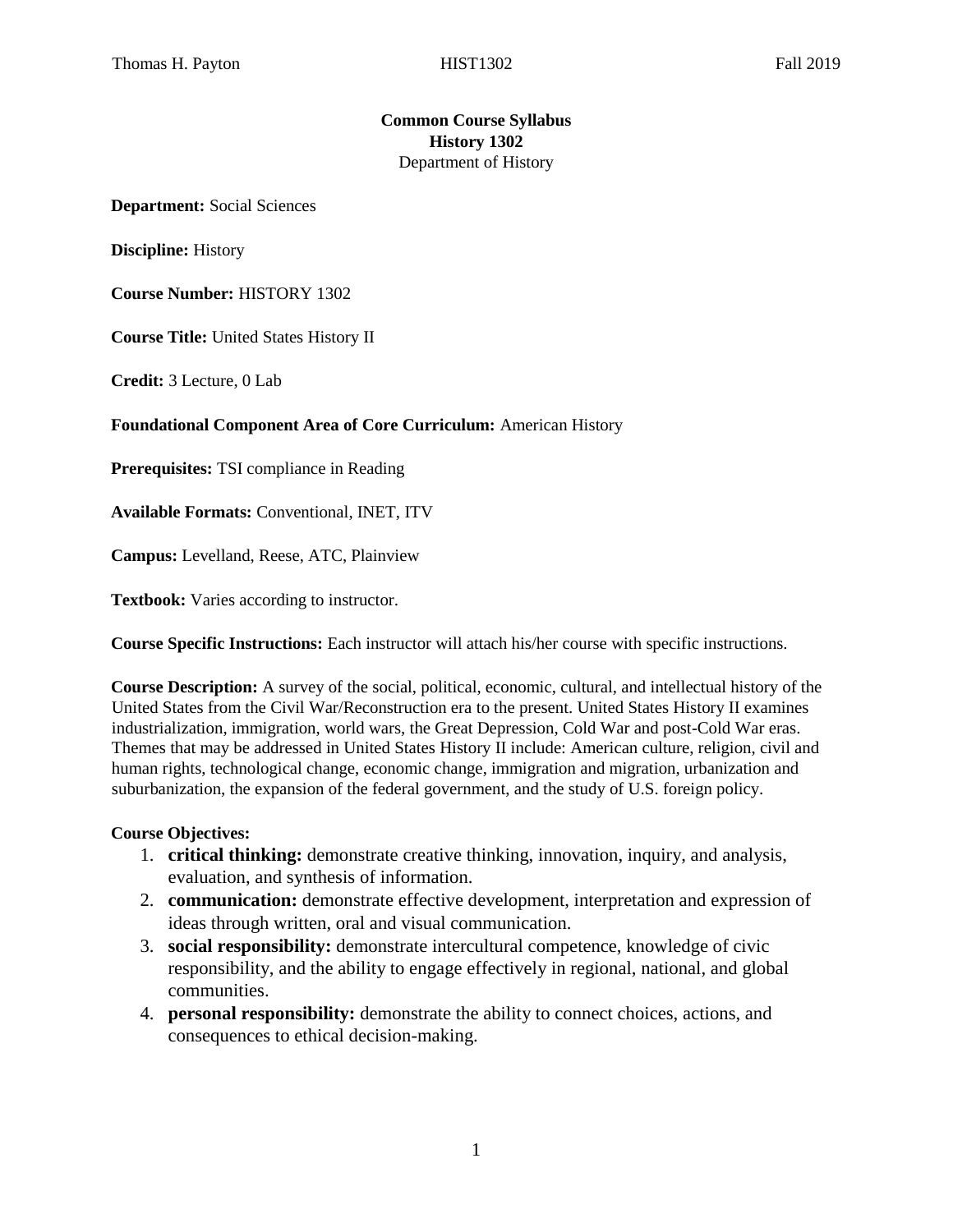# Common Course Syllabus
## History 1302
Department of History

**Department:** Social Sciences

**Discipline:** History

**Course Number:** HISTORY 1302

**Course Title:** United States History II

**Credit:** 3 Lecture, 0 Lab

**Foundational Component Area of Core Curriculum:** American History

**Prerequisites:** TSI compliance in Reading

**Available Formats:** Conventional, INET, ITV

**Campus:** Levelland, Reese, ATC, Plainview

**Textbook:** Varies according to instructor.

**Course Specific Instructions:** Each instructor will attach his/her course with specific instructions.

**Course Description:** A survey of the social, political, economic, cultural, and intellectual history of the United States from the Civil War/Reconstruction era to the present. United States History II examines industrialization, immigration, world wars, the Great Depression, Cold War and post-Cold War eras. Themes that may be addressed in United States History II include: American culture, religion, civil and human rights, technological change, economic change, immigration and migration, urbanization and suburbanization, the expansion of the federal government, and the study of U.S. foreign policy.

**Course Objectives:**

1. **critical thinking:** demonstrate creative thinking, innovation, inquiry, and analysis, evaluation, and synthesis of information.
2. **communication:** demonstrate effective development, interpretation and expression of ideas through written, oral and visual communication.
3. **social responsibility:** demonstrate intercultural competence, knowledge of civic responsibility, and the ability to engage effectively in regional, national, and global communities.
4. **personal responsibility:** demonstrate the ability to connect choices, actions, and consequences to ethical decision-making.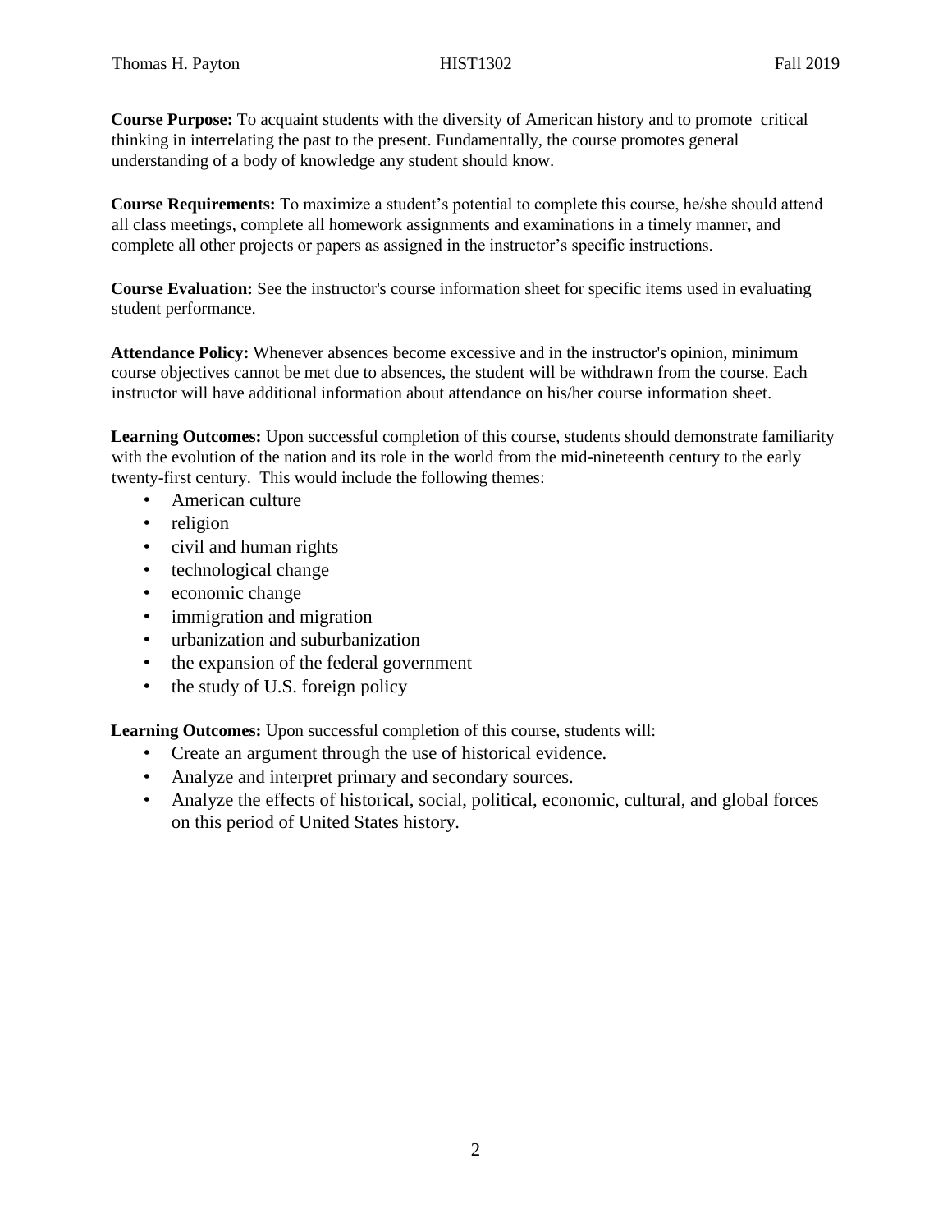**Course Purpose:** To acquaint students with the diversity of American history and to promote critical thinking in interrelating the past to the present. Fundamentally, the course promotes general understanding of a body of knowledge any student should know.

**Course Requirements:** To maximize a student's potential to complete this course, he/she should attend all class meetings, complete all homework assignments and examinations in a timely manner, and complete all other projects or papers as assigned in the instructor's specific instructions.

**Course Evaluation:** See the instructor's course information sheet for specific items used in evaluating student performance.

**Attendance Policy:** Whenever absences become excessive and in the instructor's opinion, minimum course objectives cannot be met due to absences, the student will be withdrawn from the course. Each instructor will have additional information about attendance on his/her course information sheet.

**Learning Outcomes:** Upon successful completion of this course, students should demonstrate familiarity with the evolution of the nation and its role in the world from the mid-nineteenth century to the early twenty-first century. This would include the following themes:

- American culture
- religion
- civil and human rights
- technological change
- economic change
- immigration and migration
- urbanization and suburbanization
- the expansion of the federal government
- the study of U.S. foreign policy

**Learning Outcomes:** Upon successful completion of this course, students will:

- Create an argument through the use of historical evidence.
- Analyze and interpret primary and secondary sources.
- Analyze the effects of historical, social, political, economic, cultural, and global forces on this period of United States history.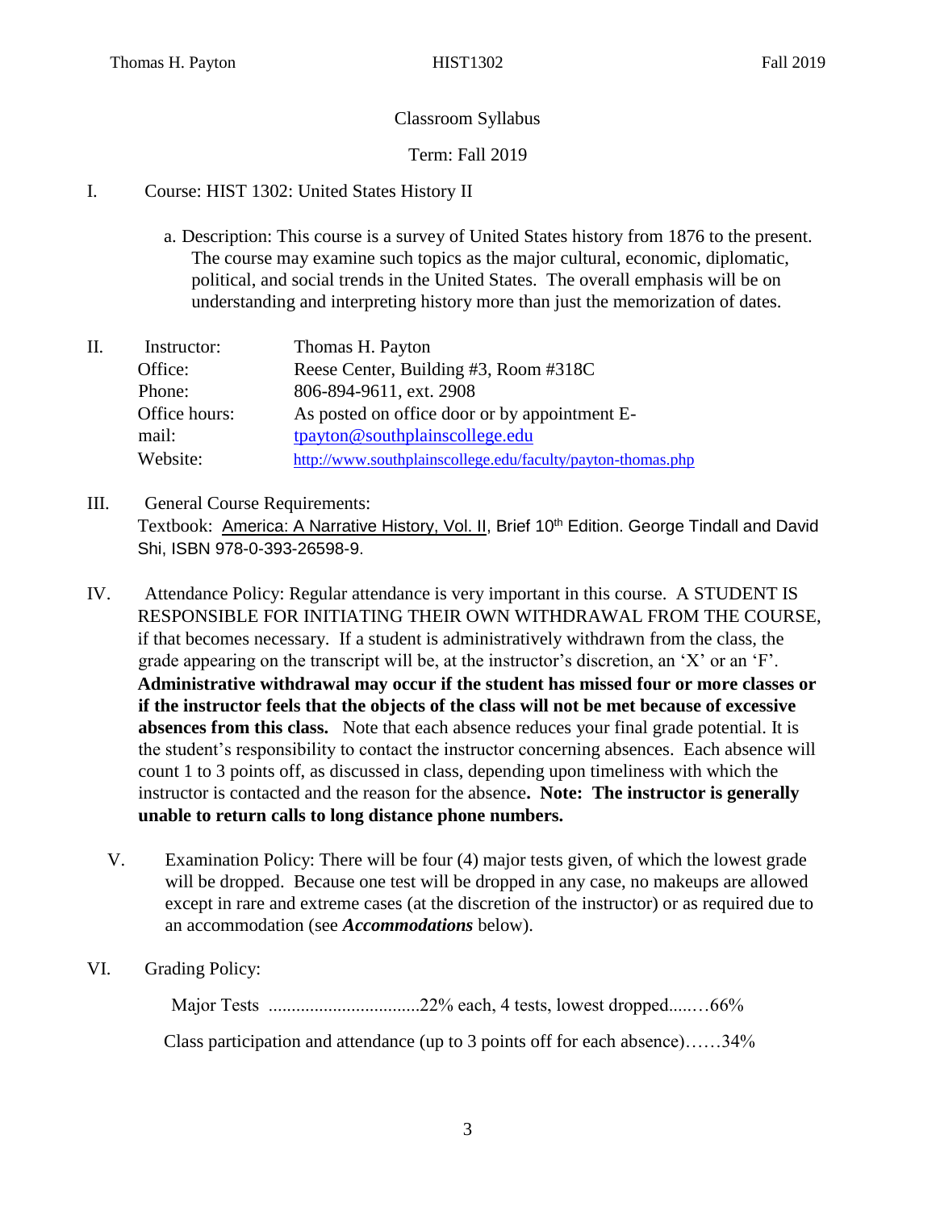Thomas H. Payton HIST1302 Fall 2019

Classroom Syllabus

Term: Fall 2019

I. Course: HIST 1302: United States History II

a. Description: This course is a survey of United States history from 1876 to the present. The course may examine such topics as the major cultural, economic, diplomatic, political, and social trends in the United States. The overall emphasis will be on understanding and interpreting history more than just the memorization of dates.

II. Instructor: Thomas H. Payton
Office: Reese Center, Building #3, Room #318C
Phone: 806-894-9611, ext. 2908
Office hours: As posted on office door or by appointment
E-mail: tpayton@southplainscollege.edu
Website: http://www.southplainscollege.edu/faculty/payton-thomas.php

III. General Course Requirements:
Textbook: America: A Narrative History, Vol. II, Brief 10th Edition. George Tindall and David Shi, ISBN 978-0-393-26598-9.

IV. Attendance Policy: Regular attendance is very important in this course. A STUDENT IS RESPONSIBLE FOR INITIATING THEIR OWN WITHDRAWAL FROM THE COURSE, if that becomes necessary. If a student is administratively withdrawn from the class, the grade appearing on the transcript will be, at the instructor's discretion, an 'X' or an 'F'. **Administrative withdrawal may occur if the student has missed four or more classes or if the instructor feels that the objects of the class will not be met because of excessive absences from this class.** Note that each absence reduces your final grade potential. It is the student's responsibility to contact the instructor concerning absences. Each absence will count 1 to 3 points off, as discussed in class, depending upon timeliness with which the instructor is contacted and the reason for the absence**. Note: The instructor is generally unable to return calls to long distance phone numbers.**

V. Examination Policy: There will be four (4) major tests given, of which the lowest grade will be dropped. Because one test will be dropped in any case, no makeups are allowed except in rare and extreme cases (at the discretion of the instructor) or as required due to an accommodation (see ***Accommodations*** below).

VI. Grading Policy:

Major Tests .................................22% each, 4 tests, lowest dropped...…66%

Class participation and attendance (up to 3 points off for each absence)……34%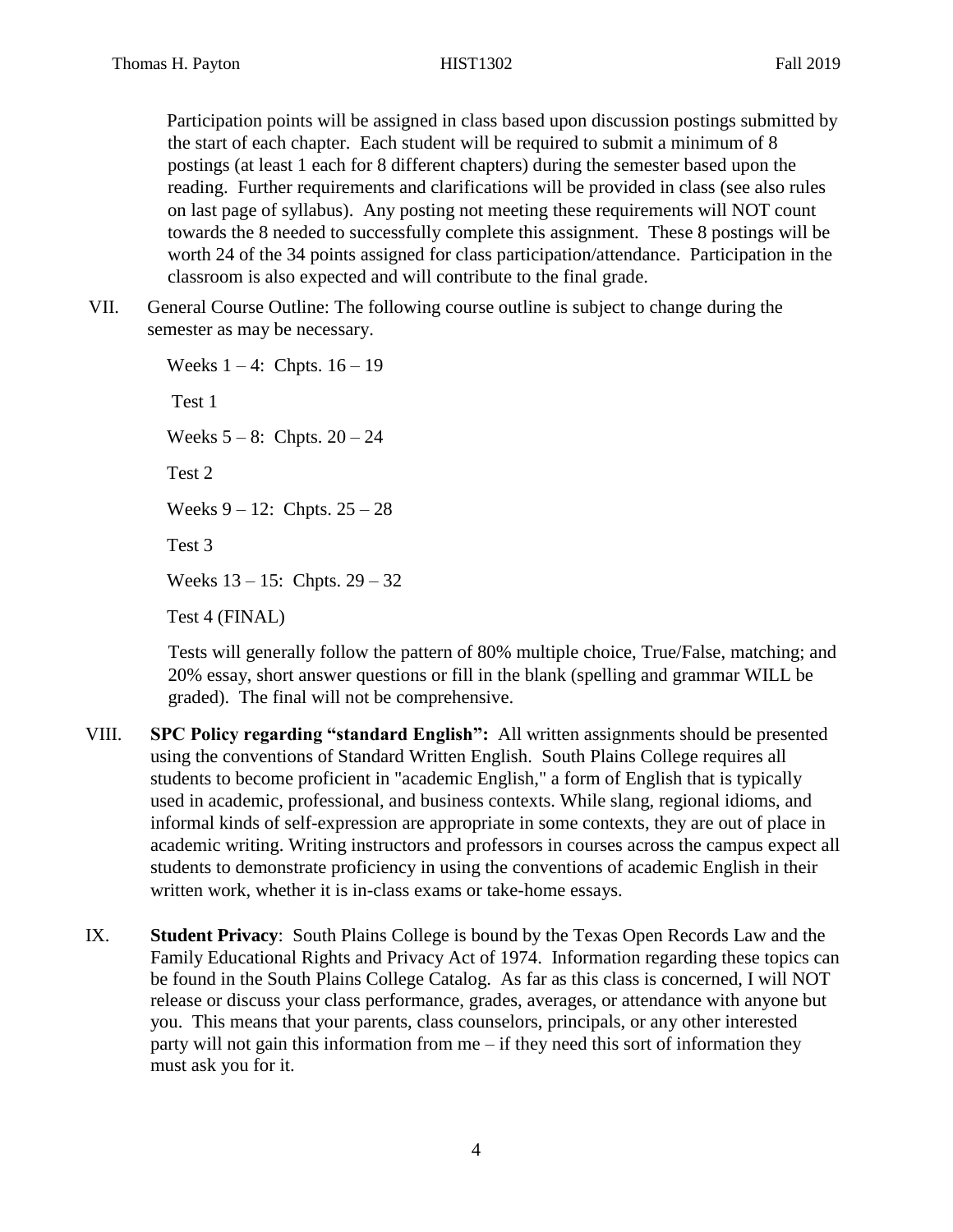Participation points will be assigned in class based upon discussion postings submitted by the start of each chapter. Each student will be required to submit a minimum of 8 postings (at least 1 each for 8 different chapters) during the semester based upon the reading. Further requirements and clarifications will be provided in class (see also rules on last page of syllabus). Any posting not meeting these requirements will NOT count towards the 8 needed to successfully complete this assignment. These 8 postings will be worth 24 of the 34 points assigned for class participation/attendance. Participation in the classroom is also expected and will contribute to the final grade.

VII. General Course Outline: The following course outline is subject to change during the semester as may be necessary.

Weeks 1 – 4: Chpts. 16 – 19

Test 1

Weeks 5 – 8: Chpts. 20 – 24

Test 2

Weeks 9 – 12: Chpts. 25 – 28

Test 3

Weeks 13 – 15: Chpts. 29 – 32

Test 4 (FINAL)

Tests will generally follow the pattern of 80% multiple choice, True/False, matching; and 20% essay, short answer questions or fill in the blank (spelling and grammar WILL be graded). The final will not be comprehensive.

VIII. **SPC Policy regarding "standard English":** All written assignments should be presented using the conventions of Standard Written English. South Plains College requires all students to become proficient in "academic English," a form of English that is typically used in academic, professional, and business contexts. While slang, regional idioms, and informal kinds of self-expression are appropriate in some contexts, they are out of place in academic writing. Writing instructors and professors in courses across the campus expect all students to demonstrate proficiency in using the conventions of academic English in their written work, whether it is in-class exams or take-home essays.

IX. **Student Privacy**: South Plains College is bound by the Texas Open Records Law and the Family Educational Rights and Privacy Act of 1974. Information regarding these topics can be found in the South Plains College Catalog. As far as this class is concerned, I will NOT release or discuss your class performance, grades, averages, or attendance with anyone but you. This means that your parents, class counselors, principals, or any other interested party will not gain this information from me – if they need this sort of information they must ask you for it.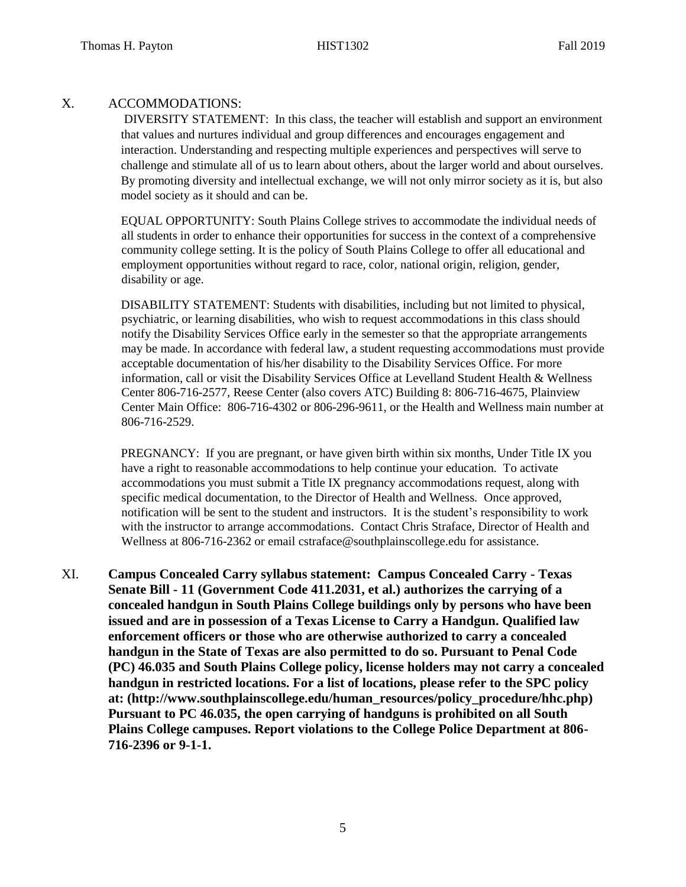## X. ACCOMMODATIONS:

DIVERSITY STATEMENT: In this class, the teacher will establish and support an environment that values and nurtures individual and group differences and encourages engagement and interaction. Understanding and respecting multiple experiences and perspectives will serve to challenge and stimulate all of us to learn about others, about the larger world and about ourselves. By promoting diversity and intellectual exchange, we will not only mirror society as it is, but also model society as it should and can be.

EQUAL OPPORTUNITY: South Plains College strives to accommodate the individual needs of all students in order to enhance their opportunities for success in the context of a comprehensive community college setting. It is the policy of South Plains College to offer all educational and employment opportunities without regard to race, color, national origin, religion, gender, disability or age.

DISABILITY STATEMENT: Students with disabilities, including but not limited to physical, psychiatric, or learning disabilities, who wish to request accommodations in this class should notify the Disability Services Office early in the semester so that the appropriate arrangements may be made. In accordance with federal law, a student requesting accommodations must provide acceptable documentation of his/her disability to the Disability Services Office. For more information, call or visit the Disability Services Office at Levelland Student Health & Wellness Center 806-716-2577, Reese Center (also covers ATC) Building 8: 806-716-4675, Plainview Center Main Office: 806-716-4302 or 806-296-9611, or the Health and Wellness main number at 806-716-2529.

PREGNANCY: If you are pregnant, or have given birth within six months, Under Title IX you have a right to reasonable accommodations to help continue your education. To activate accommodations you must submit a Title IX pregnancy accommodations request, along with specific medical documentation, to the Director of Health and Wellness. Once approved, notification will be sent to the student and instructors. It is the student's responsibility to work with the instructor to arrange accommodations. Contact Chris Straface, Director of Health and Wellness at 806-716-2362 or email cstraface@southplainscollege.edu for assistance.

## XI. **Campus Concealed Carry syllabus statement: Campus Concealed Carry - Texas Senate Bill - 11 (Government Code 411.2031, et al.) authorizes the carrying of a concealed handgun in South Plains College buildings only by persons who have been issued and are in possession of a Texas License to Carry a Handgun. Qualified law enforcement officers or those who are otherwise authorized to carry a concealed handgun in the State of Texas are also permitted to do so. Pursuant to Penal Code (PC) 46.035 and South Plains College policy, license holders may not carry a concealed handgun in restricted locations. For a list of locations, please refer to the SPC policy at: (http://www.southplainscollege.edu/human_resources/policy_procedure/hhc.php) Pursuant to PC 46.035, the open carrying of handguns is prohibited on all South Plains College campuses. Report violations to the College Police Department at 806-716-2396 or 9-1-1.**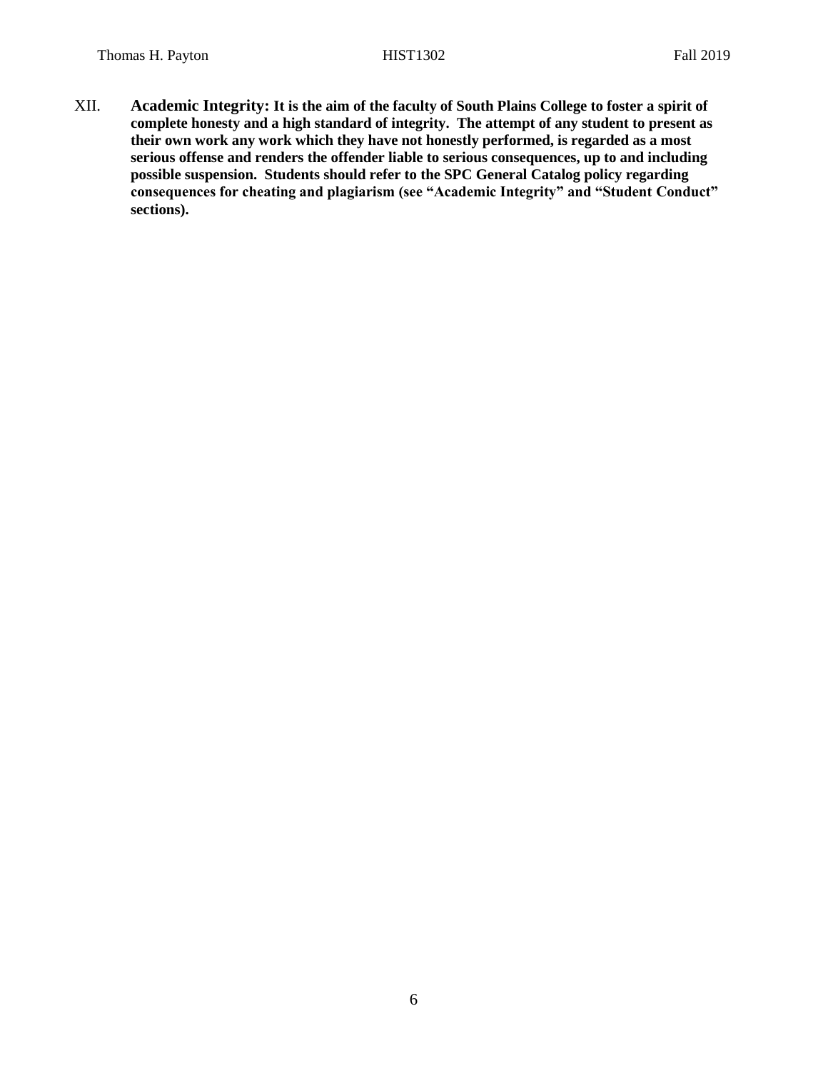XII. **Academic Integrity: It is the aim of the faculty of South Plains College to foster a spirit of complete honesty and a high standard of integrity. The attempt of any student to present as their own work any work which they have not honestly performed, is regarded as a most serious offense and renders the offender liable to serious consequences, up to and including possible suspension. Students should refer to the SPC General Catalog policy regarding consequences for cheating and plagiarism (see "Academic Integrity" and "Student Conduct" sections).**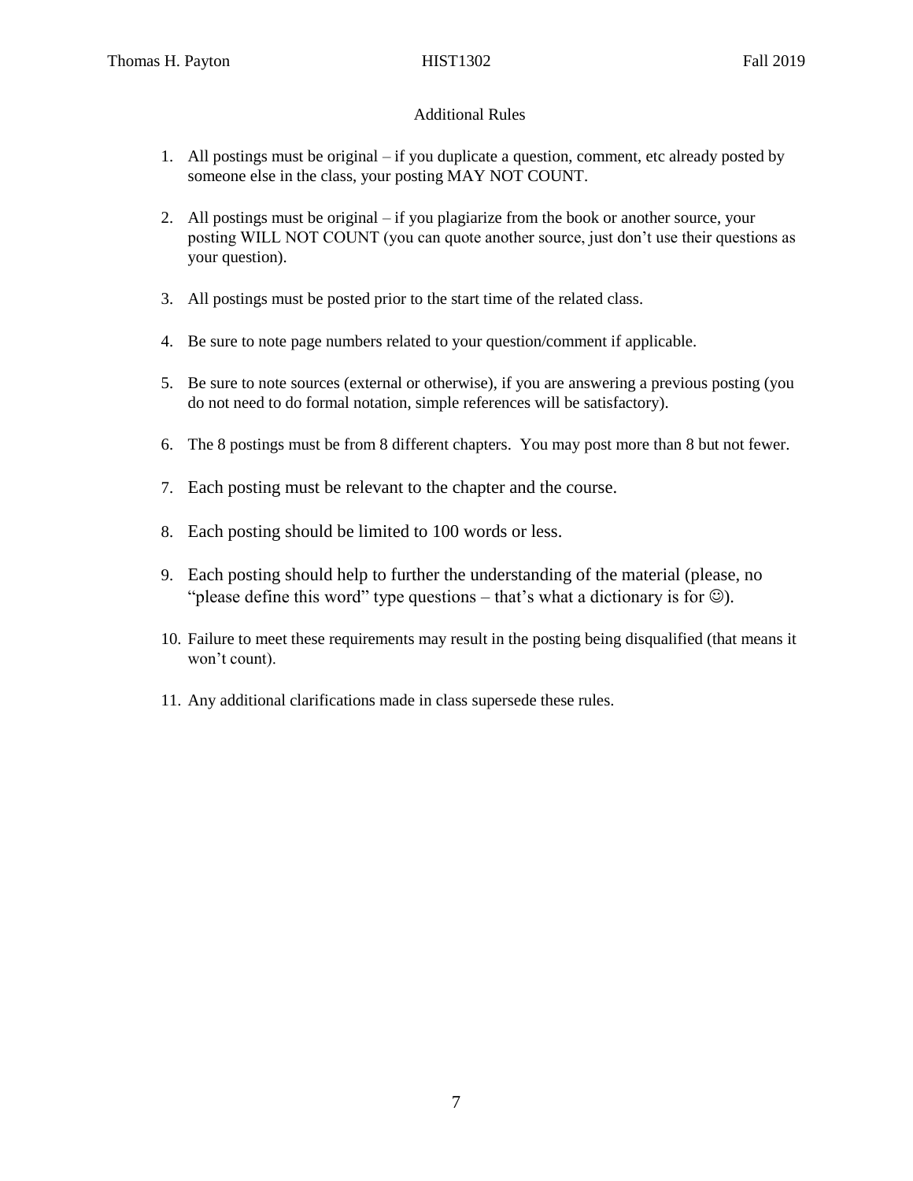## Additional Rules

1. All postings must be original – if you duplicate a question, comment, etc already posted by someone else in the class, your posting MAY NOT COUNT.

2. All postings must be original – if you plagiarize from the book or another source, your posting WILL NOT COUNT (you can quote another source, just don't use their questions as your question).

3. All postings must be posted prior to the start time of the related class.

4. Be sure to note page numbers related to your question/comment if applicable.

5. Be sure to note sources (external or otherwise), if you are answering a previous posting (you do not need to do formal notation, simple references will be satisfactory).

6. The 8 postings must be from 8 different chapters. You may post more than 8 but not fewer.

7. Each posting must be relevant to the chapter and the course.

8. Each posting should be limited to 100 words or less.

9. Each posting should help to further the understanding of the material (please, no "please define this word" type questions – that's what a dictionary is for ☺).

10. Failure to meet these requirements may result in the posting being disqualified (that means it won't count).

11. Any additional clarifications made in class supersede these rules.